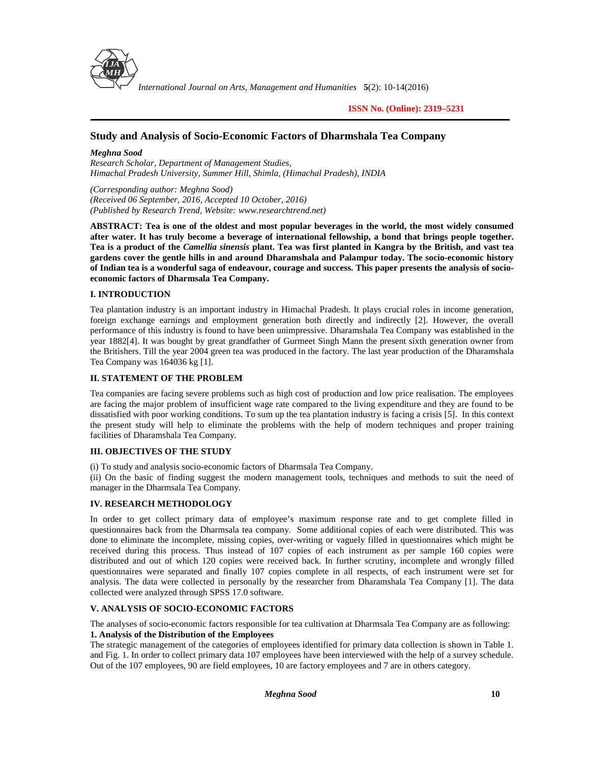**ISSN No. (Online): 2319–5231**

# Study and Analysis of Socio-Economic Factors of Dharmshala Tea Company

***Meghna Sood***

*Research Scholar, Department of Management Studies,*
*Himachal Pradesh University, Summer Hill, Shimla, (Himachal Pradesh), INDIA*

*(Corresponding author: Meghna Sood)*
*(Received 06 September, 2016, Accepted 10 October, 2016)*
*(Published by Research Trend, Website: www.researchtrend.net)*

**ABSTRACT: Tea is one of the oldest and most popular beverages in the world, the most widely consumed after water. It has truly become a beverage of international fellowship, a bond that brings people together. Tea is a product of the *Camellia sinensis* plant. Tea was first planted in Kangra by the British, and vast tea gardens cover the gentle hills in and around Dharamshala and Palampur today. The socio-economic history of Indian tea is a wonderful saga of endeavour, courage and success. This paper presents the analysis of socio-economic factors of Dharmsala Tea Company.**

## I. INTRODUCTION

Tea plantation industry is an important industry in Himachal Pradesh. It plays crucial roles in income generation, foreign exchange earnings and employment generation both directly and indirectly [2]. However, the overall performance of this industry is found to have been unimpressive. Dharamshala Tea Company was established in the year 1882[4]. It was bought by great grandfather of Gurmeet Singh Mann the present sixth generation owner from the Britishers. Till the year 2004 green tea was produced in the factory. The last year production of the Dharamshala Tea Company was 164036 kg [1].

## II. STATEMENT OF THE PROBLEM

Tea companies are facing severe problems such as high cost of production and low price realisation. The employees are facing the major problem of insufficient wage rate compared to the living expenditure and they are found to be dissatisfied with poor working conditions. To sum up the tea plantation industry is facing a crisis [5]. In this context the present study will help to eliminate the problems with the help of modern techniques and proper training facilities of Dharamshala Tea Company.

## III. OBJECTIVES OF THE STUDY

(i) To study and analysis socio-economic factors of Dharmsala Tea Company.

(ii) On the basic of finding suggest the modern management tools, techniques and methods to suit the need of manager in the Dharmsala Tea Company.

## IV. RESEARCH METHODOLOGY

In order to get collect primary data of employee's maximum response rate and to get complete filled in questionnaires back from the Dharmsala tea company. Some additional copies of each were distributed. This was done to eliminate the incomplete, missing copies, over-writing or vaguely filled in questionnaires which might be received during this process. Thus instead of 107 copies of each instrument as per sample 160 copies were distributed and out of which 120 copies were received back. In further scrutiny, incomplete and wrongly filled questionnaires were separated and finally 107 copies complete in all respects, of each instrument were set for analysis. The data were collected in personally by the researcher from Dharamshala Tea Company [1]. The data collected were analyzed through SPSS 17.0 software.

## V. ANALYSIS OF SOCIO-ECONOMIC FACTORS

The analyses of socio-economic factors responsible for tea cultivation at Dharmsala Tea Company are as following:

**1. Analysis of the Distribution of the Employees**

The strategic management of the categories of employees identified for primary data collection is shown in Table 1. and Fig. 1. In order to collect primary data 107 employees have been interviewed with the help of a survey schedule. Out of the 107 employees, 90 are field employees, 10 are factory employees and 7 are in others category.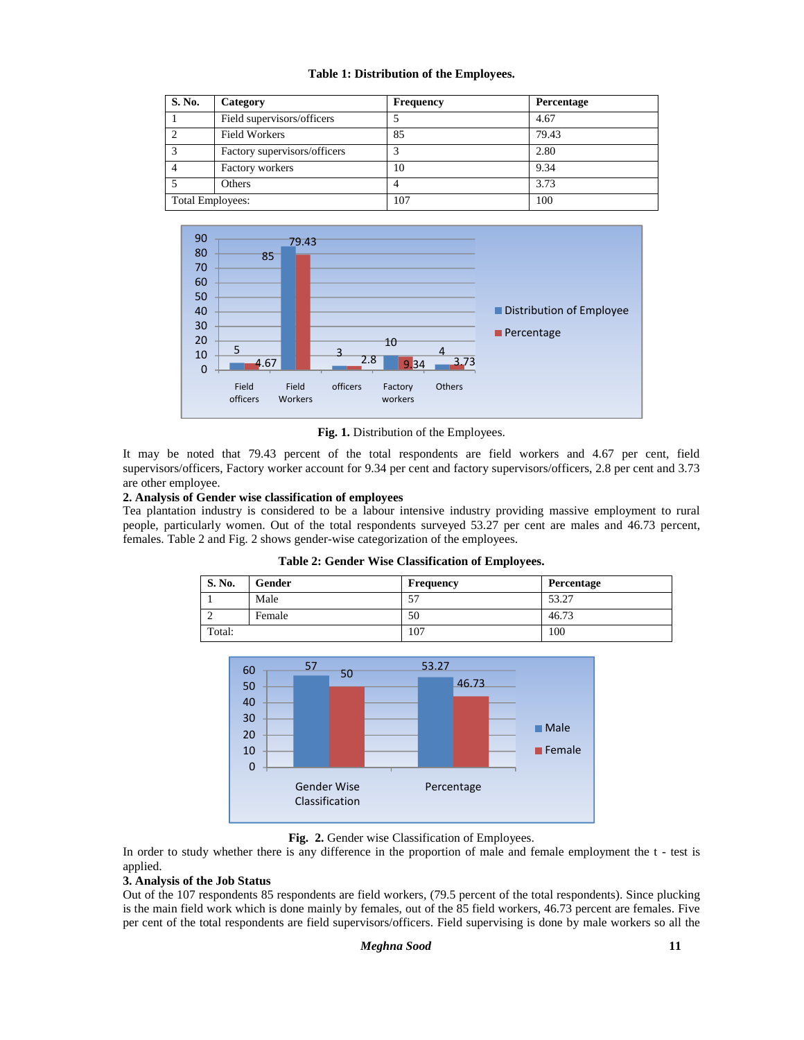**Table 1: Distribution of the Employees.**

| S. No. | Category | Frequency | Percentage |
|---|---|---|---|
| 1 | Field supervisors/officers | 5 | 4.67 |
| 2 | Field Workers | 85 | 79.43 |
| 3 | Factory supervisors/officers | 3 | 2.80 |
| 4 | Factory workers | 10 | 9.34 |
| 5 | Others | 4 | 3.73 |
| Total Employees: | | 107 | 100 |

**Fig. 1.** Distribution of the Employees.

It may be noted that 79.43 percent of the total respondents are field workers and 4.67 per cent, field supervisors/officers, Factory worker account for 9.34 per cent and factory supervisors/officers, 2.8 per cent and 3.73 are other employee.

**2. Analysis of Gender wise classification of employees**

Tea plantation industry is considered to be a labour intensive industry providing massive employment to rural people, particularly women. Out of the total respondents surveyed 53.27 per cent are males and 46.73 percent, females. Table 2 and Fig. 2 shows gender-wise categorization of the employees.

**Table 2: Gender Wise Classification of Employees.**

| S. No. | Gender | Frequency | Percentage |
|---|---|---|---|
| 1 | Male | 57 | 53.27 |
| 2 | Female | 50 | 46.73 |
| Total: | | 107 | 100 |

**Fig. 2.** Gender wise Classification of Employees.

In order to study whether there is any difference in the proportion of male and female employment the t - test is applied.

**3. Analysis of the Job Status**

Out of the 107 respondents 85 respondents are field workers, (79.5 percent of the total respondents). Since plucking is the main field work which is done mainly by females, out of the 85 field workers, 46.73 percent are females. Five per cent of the total respondents are field supervisors/officers. Field supervising is done by male workers so all the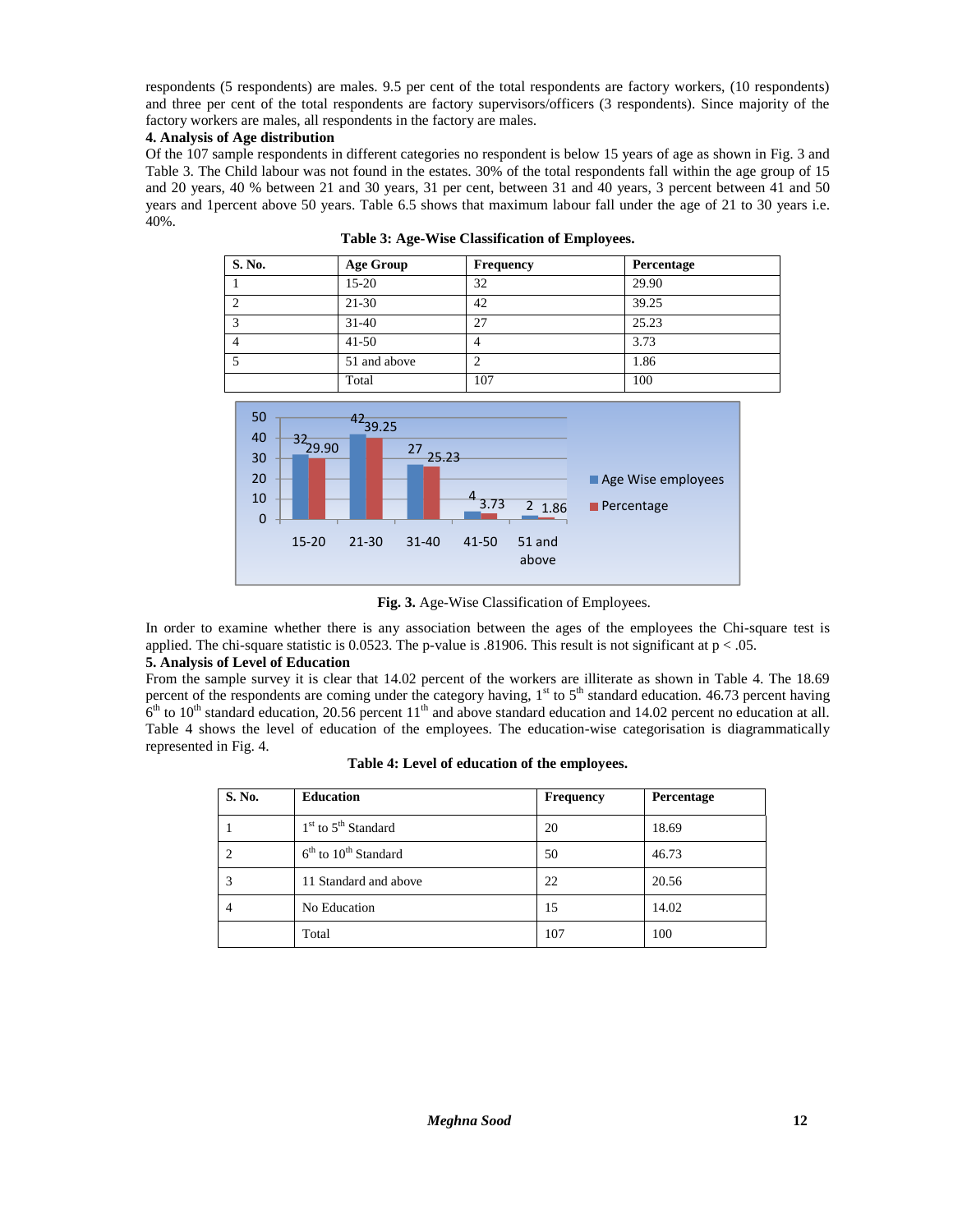respondents (5 respondents) are males. 9.5 per cent of the total respondents are factory workers, (10 respondents) and three per cent of the total respondents are factory supervisors/officers (3 respondents). Since majority of the factory workers are males, all respondents in the factory are males.

**4. Analysis of Age distribution**

Of the 107 sample respondents in different categories no respondent is below 15 years of age as shown in Fig. 3 and Table 3. The Child labour was not found in the estates. 30% of the total respondents fall within the age group of 15 and 20 years, 40 % between 21 and 30 years, 31 per cent, between 31 and 40 years, 3 percent between 41 and 50 years and 1percent above 50 years. Table 6.5 shows that maximum labour fall under the age of 21 to 30 years i.e. 40%.

**Table 3: Age-Wise Classification of Employees.**

| S. No. | Age Group | Frequency | Percentage |
|---|---|---|---|
| 1 | 15-20 | 32 | 29.90 |
| 2 | 21-30 | 42 | 39.25 |
| 3 | 31-40 | 27 | 25.23 |
| 4 | 41-50 | 4 | 3.73 |
| 5 | 51 and above | 2 | 1.86 |
| | Total | 107 | 100 |

**Fig. 3.** Age-Wise Classification of Employees.

In order to examine whether there is any association between the ages of the employees the Chi-square test is applied. The chi-square statistic is 0.0523. The p-value is .81906. This result is not significant at $p < .05$.

**5. Analysis of Level of Education**

From the sample survey it is clear that 14.02 percent of the workers are illiterate as shown in Table 4. The 18.69 percent of the respondents are coming under the category having, 1st to 5th standard education. 46.73 percent having 6th to 10th standard education, 20.56 percent 11th and above standard education and 14.02 percent no education at all. Table 4 shows the level of education of the employees. The education-wise categorisation is diagrammatically represented in Fig. 4.

**Table 4: Level of education of the employees.**

| S. No. | Education | Frequency | Percentage |
|---|---|---|---|
| 1 | 1st to 5th Standard | 20 | 18.69 |
| 2 | 6th to 10th Standard | 50 | 46.73 |
| 3 | 11 Standard and above | 22 | 20.56 |
| 4 | No Education | 15 | 14.02 |
| | Total | 107 | 100 |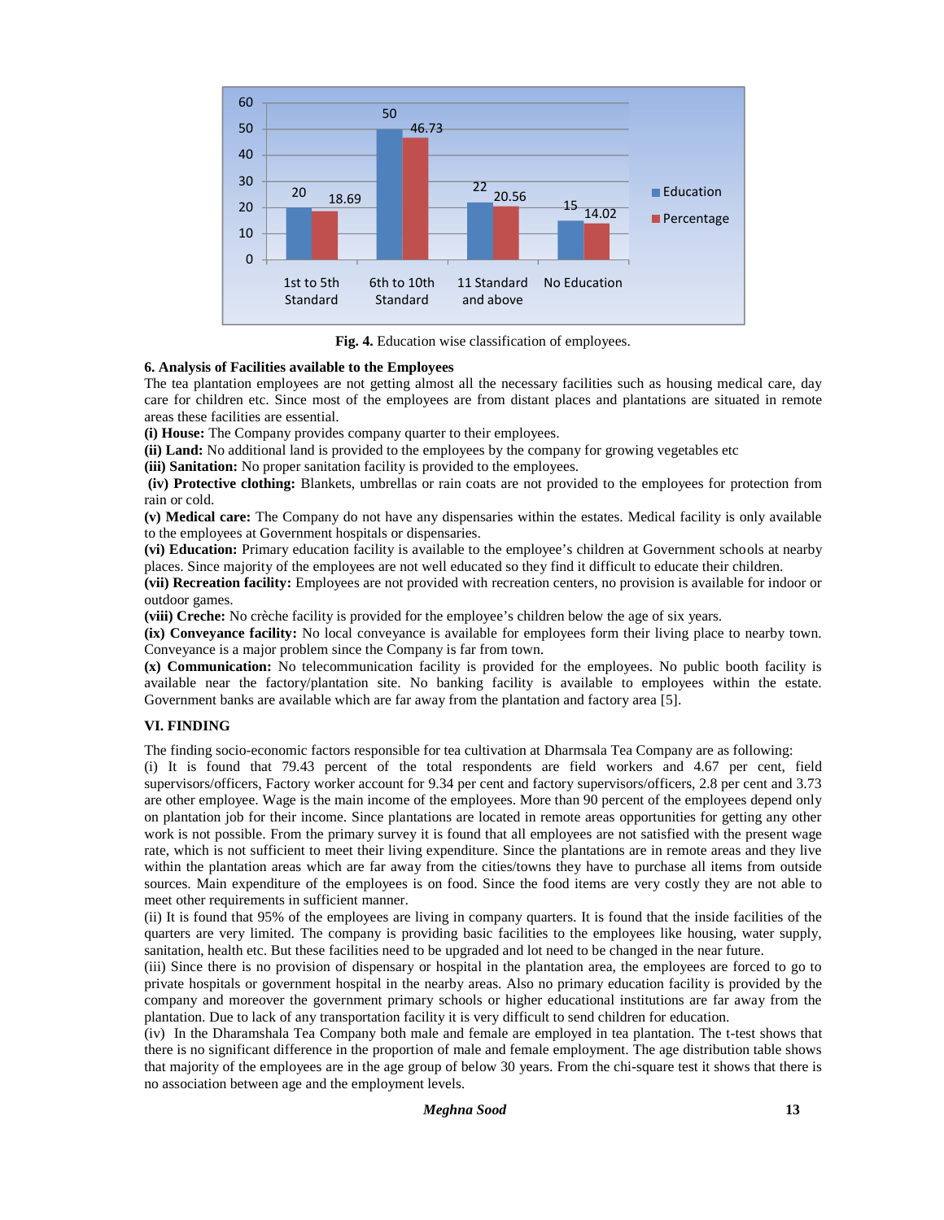Fig. 4. Education wise classification of employees.

### 6. Analysis of Facilities available to the Employees

The tea plantation employees are not getting almost all the necessary facilities such as housing medical care, day care for children etc. Since most of the employees are from distant places and plantations are situated in remote areas these facilities are essential.

**(i) House:** The Company provides company quarter to their employees.

**(ii) Land:** No additional land is provided to the employees by the company for growing vegetables etc

**(iii) Sanitation:** No proper sanitation facility is provided to the employees.

**(iv) Protective clothing:** Blankets, umbrellas or rain coats are not provided to the employees for protection from rain or cold.

**(v) Medical care:** The Company do not have any dispensaries within the estates. Medical facility is only available to the employees at Government hospitals or dispensaries.

**(vi) Education:** Primary education facility is available to the employee's children at Government schools at nearby places. Since majority of the employees are not well educated so they find it difficult to educate their children.

**(vii) Recreation facility:** Employees are not provided with recreation centers, no provision is available for indoor or outdoor games.

**(viii) Creche:** No crèche facility is provided for the employee's children below the age of six years.

**(ix) Conveyance facility:** No local conveyance is available for employees form their living place to nearby town. Conveyance is a major problem since the Company is far from town.

**(x) Communication:** No telecommunication facility is provided for the employees. No public booth facility is available near the factory/plantation site. No banking facility is available to employees within the estate. Government banks are available which are far away from the plantation and factory area [5].

## VI. FINDING

The finding socio-economic factors responsible for tea cultivation at Dharmsala Tea Company are as following:

(i) It is found that 79.43 percent of the total respondents are field workers and 4.67 per cent, field supervisors/officers, Factory worker account for 9.34 per cent and factory supervisors/officers, 2.8 per cent and 3.73 are other employee. Wage is the main income of the employees. More than 90 percent of the employees depend only on plantation job for their income. Since plantations are located in remote areas opportunities for getting any other work is not possible. From the primary survey it is found that all employees are not satisfied with the present wage rate, which is not sufficient to meet their living expenditure. Since the plantations are in remote areas and they live within the plantation areas which are far away from the cities/towns they have to purchase all items from outside sources. Main expenditure of the employees is on food. Since the food items are very costly they are not able to meet other requirements in sufficient manner.

(ii) It is found that 95% of the employees are living in company quarters. It is found that the inside facilities of the quarters are very limited. The company is providing basic facilities to the employees like housing, water supply, sanitation, health etc. But these facilities need to be upgraded and lot need to be changed in the near future.

(iii) Since there is no provision of dispensary or hospital in the plantation area, the employees are forced to go to private hospitals or government hospital in the nearby areas. Also no primary education facility is provided by the company and moreover the government primary schools or higher educational institutions are far away from the plantation. Due to lack of any transportation facility it is very difficult to send children for education.

(iv) In the Dharamshala Tea Company both male and female are employed in tea plantation. The t-test shows that there is no significant difference in the proportion of male and female employment. The age distribution table shows that majority of the employees are in the age group of below 30 years. From the chi-square test it shows that there is no association between age and the employment levels.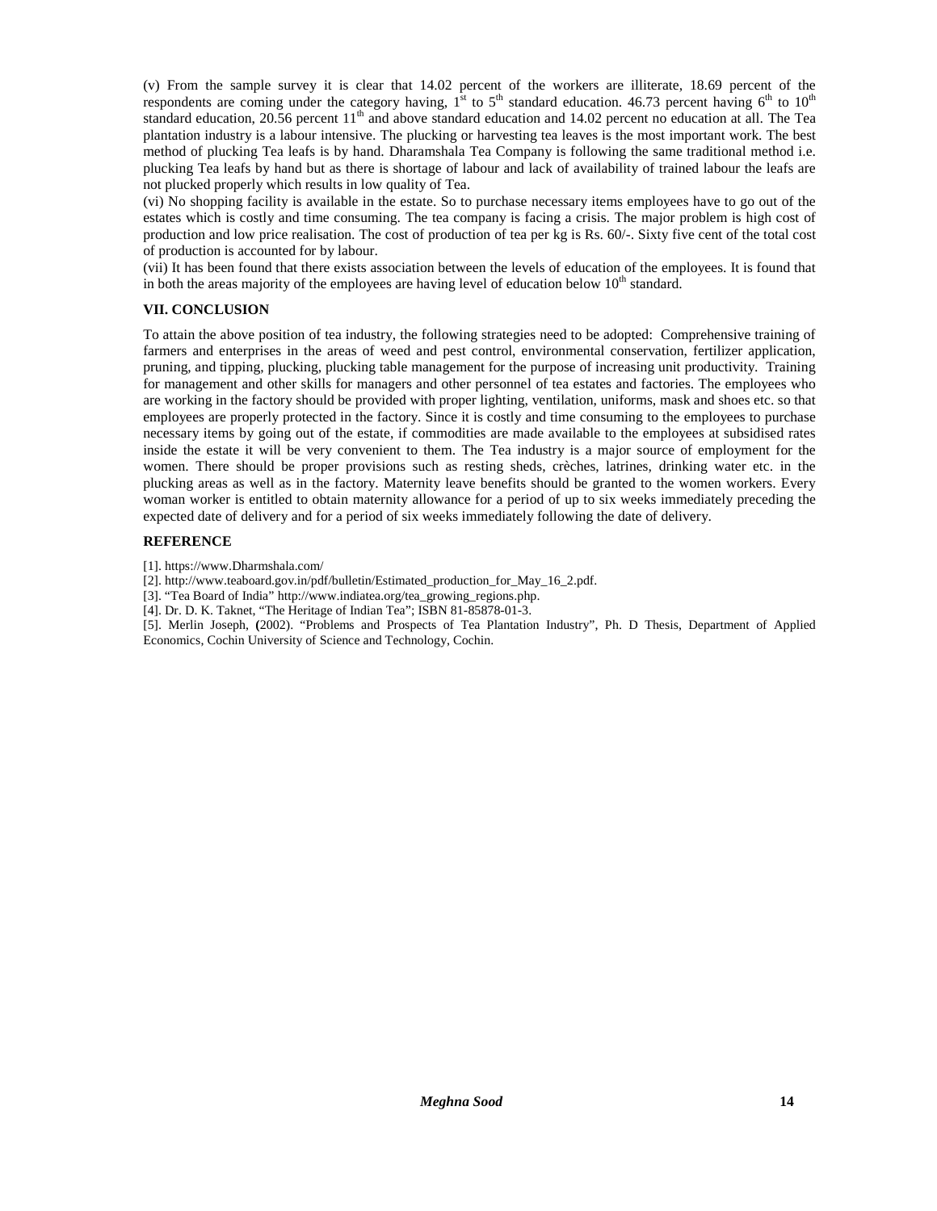(v) From the sample survey it is clear that 14.02 percent of the workers are illiterate, 18.69 percent of the respondents are coming under the category having, $1^{st}$ to $5^{th}$ standard education. 46.73 percent having $6^{th}$ to $10^{th}$ standard education, 20.56 percent $11^{th}$ and above standard education and 14.02 percent no education at all. The Tea plantation industry is a labour intensive. The plucking or harvesting tea leaves is the most important work. The best method of plucking Tea leafs is by hand. Dharamshala Tea Company is following the same traditional method i.e. plucking Tea leafs by hand but as there is shortage of labour and lack of availability of trained labour the leafs are not plucked properly which results in low quality of Tea.

(vi) No shopping facility is available in the estate. So to purchase necessary items employees have to go out of the estates which is costly and time consuming. The tea company is facing a crisis. The major problem is high cost of production and low price realisation. The cost of production of tea per kg is Rs. 60/-. Sixty five cent of the total cost of production is accounted for by labour.

(vii) It has been found that there exists association between the levels of education of the employees. It is found that in both the areas majority of the employees are having level of education below $10^{th}$ standard.

## VII. CONCLUSION

To attain the above position of tea industry, the following strategies need to be adopted: Comprehensive training of farmers and enterprises in the areas of weed and pest control, environmental conservation, fertilizer application, pruning, and tipping, plucking, plucking table management for the purpose of increasing unit productivity. Training for management and other skills for managers and other personnel of tea estates and factories. The employees who are working in the factory should be provided with proper lighting, ventilation, uniforms, mask and shoes etc. so that employees are properly protected in the factory. Since it is costly and time consuming to the employees to purchase necessary items by going out of the estate, if commodities are made available to the employees at subsidised rates inside the estate it will be very convenient to them. The Tea industry is a major source of employment for the women. There should be proper provisions such as resting sheds, crèches, latrines, drinking water etc. in the plucking areas as well as in the factory. Maternity leave benefits should be granted to the women workers. Every woman worker is entitled to obtain maternity allowance for a period of up to six weeks immediately preceding the expected date of delivery and for a period of six weeks immediately following the date of delivery.

## REFERENCE

[1]. https://www.Dharmshala.com/

[2]. http://www.teaboard.gov.in/pdf/bulletin/Estimated_production_for_May_16_2.pdf.

[3]. "Tea Board of India" http://www.indiatea.org/tea_growing_regions.php.

[4]. Dr. D. K. Taknet, "The Heritage of Indian Tea"; ISBN 81-85878-01-3.

[5]. Merlin Joseph, (2002). "Problems and Prospects of Tea Plantation Industry", Ph. D Thesis, Department of Applied Economics, Cochin University of Science and Technology, Cochin.